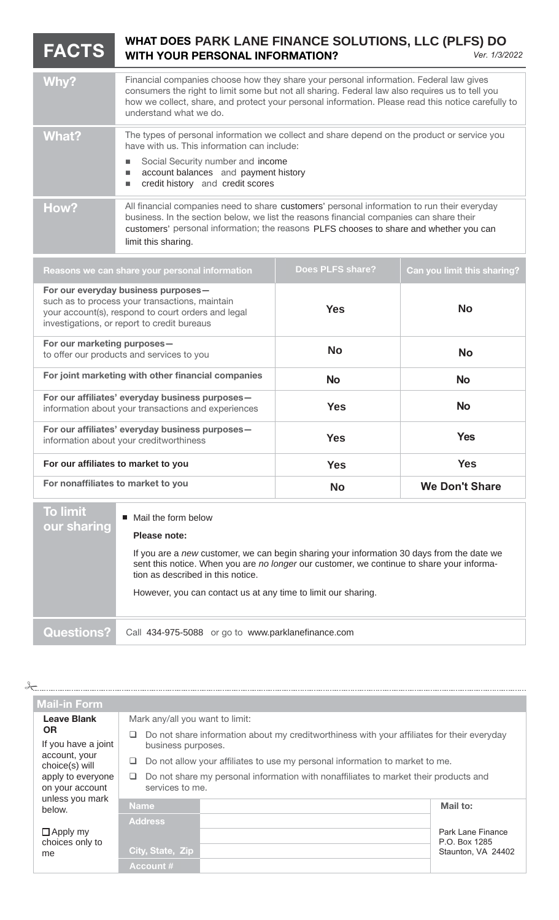# FACTS — WHAT DOES PARK LANE FINANCE SOLUTIONS, LLC (PLFS) DO WITH YOUR PERSONAL INFORMATION?

*Ver. 1/3/2022*

| | |
|---|---|
| **Why?** | Financial companies choose how they share your personal information. Federal law gives consumers the right to limit some but not all sharing. Federal law also requires us to tell you how we collect, share, and protect your personal information. Please read this notice carefully to understand what we do. |
| **What?** | The types of personal information we collect and share depend on the product or service you have with us. This information can include:<br>■ Social Security number and income<br>■ account balances and payment history<br>■ credit history and credit scores |
| **How?** | All financial companies need to share customers' personal information to run their everyday business. In the section below, we list the reasons financial companies can share their customers' personal information; the reasons PLFS chooses to share and whether you can limit this sharing. |

| Reasons we can share your personal information | Does PLFS share? | Can you limit this sharing? |
|---|---|---|
| **For our everyday business purposes—** such as to process your transactions, maintain your account(s), respond to court orders and legal investigations, or report to credit bureaus | Yes | No |
| **For our marketing purposes—** to offer our products and services to you | No | No |
| **For joint marketing with other financial companies** | No | No |
| **For our affiliates' everyday business purposes—** information about your transactions and experiences | Yes | No |
| **For our affiliates' everyday business purposes—** information about your creditworthiness | Yes | Yes |
| **For our affiliates to market to you** | Yes | Yes |
| **For nonaffiliates to market to you** | No | We Don't Share |

| | |
|---|---|
| **To limit our sharing** | ■ Mail the form below<br><br>**Please note:**<br><br>If you are a *new* customer, we can begin sharing your information 30 days from the date we sent this notice. When you are *no longer* our customer, we continue to share your information as described in this notice.<br><br>However, you can contact us at any time to limit our sharing. |
| **Questions?** | Call 434-975-5088 or go to www.parklanefinance.com |

## Mail-in Form

**Leave Blank OR** If you have a joint account, your choice(s) will apply to everyone on your account unless you mark below.

☐ Apply my choices only to me

Mark any/all you want to limit:

- ☐ Do not share information about my creditworthiness with your affiliates for their everyday business purposes.
- ☐ Do not allow your affiliates to use my personal information to market to me.
- ☐ Do not share my personal information with nonaffiliates to market their products and services to me.

| | | |
|---|---|---|
| **Name** | | **Mail to:** |
| **Address** | | Park Lane Finance<br>P.O. Box 1285<br>Staunton, VA 24402 |
| **City, State, Zip** | | |
| **Account #** | | |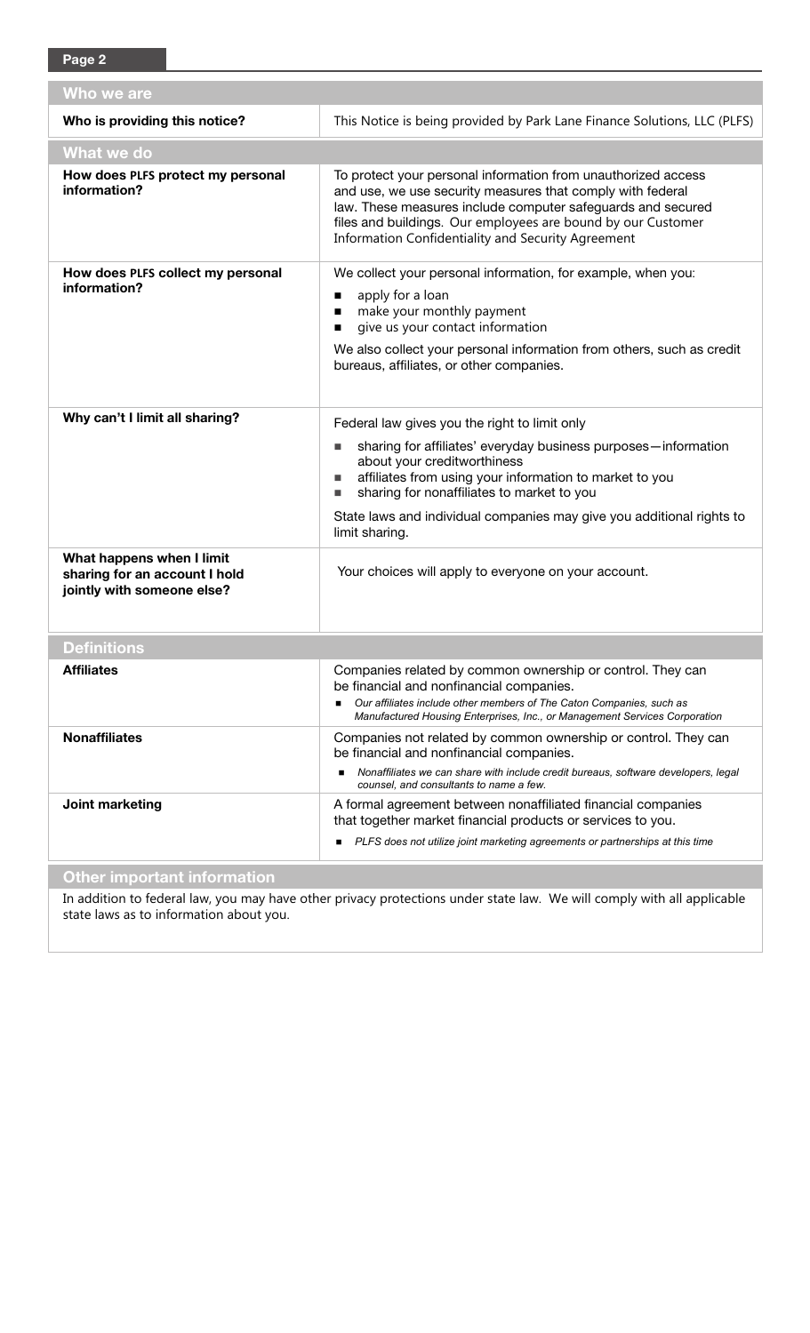| Who we are | |
|---|---|
| **Who is providing this notice?** | This Notice is being provided by Park Lane Finance Solutions, LLC (PLFS) |

| What we do | |
|---|---|
| **How does PLFS protect my personal information?** | To protect your personal information from unauthorized access and use, we use security measures that comply with federal law. These measures include computer safeguards and secured files and buildings. Our employees are bound by our Customer Information Confidentiality and Security Agreement |
| **How does PLFS collect my personal information?** | We collect your personal information, for example, when you: <br>■ apply for a loan <br>■ make your monthly payment <br>■ give us your contact information <br><br>We also collect your personal information from others, such as credit bureaus, affiliates, or other companies. |
| **Why can't I limit all sharing?** | Federal law gives you the right to limit only <br>■ sharing for affiliates' everyday business purposes—information about your creditworthiness <br>■ affiliates from using your information to market to you <br>■ sharing for nonaffiliates to market to you <br><br>State laws and individual companies may give you additional rights to limit sharing. |
| **What happens when I limit sharing for an account I hold jointly with someone else?** | Your choices will apply to everyone on your account. |

| Definitions | |
|---|---|
| **Affiliates** | Companies related by common ownership or control. They can be financial and nonfinancial companies. <br>■ *Our affiliates include other members of The Caton Companies, such as Manufactured Housing Enterprises, Inc., or Management Services Corporation* |
| **Nonaffiliates** | Companies not related by common ownership or control. They can be financial and nonfinancial companies. <br>■ *Nonaffiliates we can share with include credit bureaus, software developers, legal counsel, and consultants to name a few.* |
| **Joint marketing** | A formal agreement between nonaffiliated financial companies that together market financial products or services to you. <br>■ *PLFS does not utilize joint marketing agreements or partnerships at this time* |

## Other important information

In addition to federal law, you may have other privacy protections under state law. We will comply with all applicable state laws as to information about you.